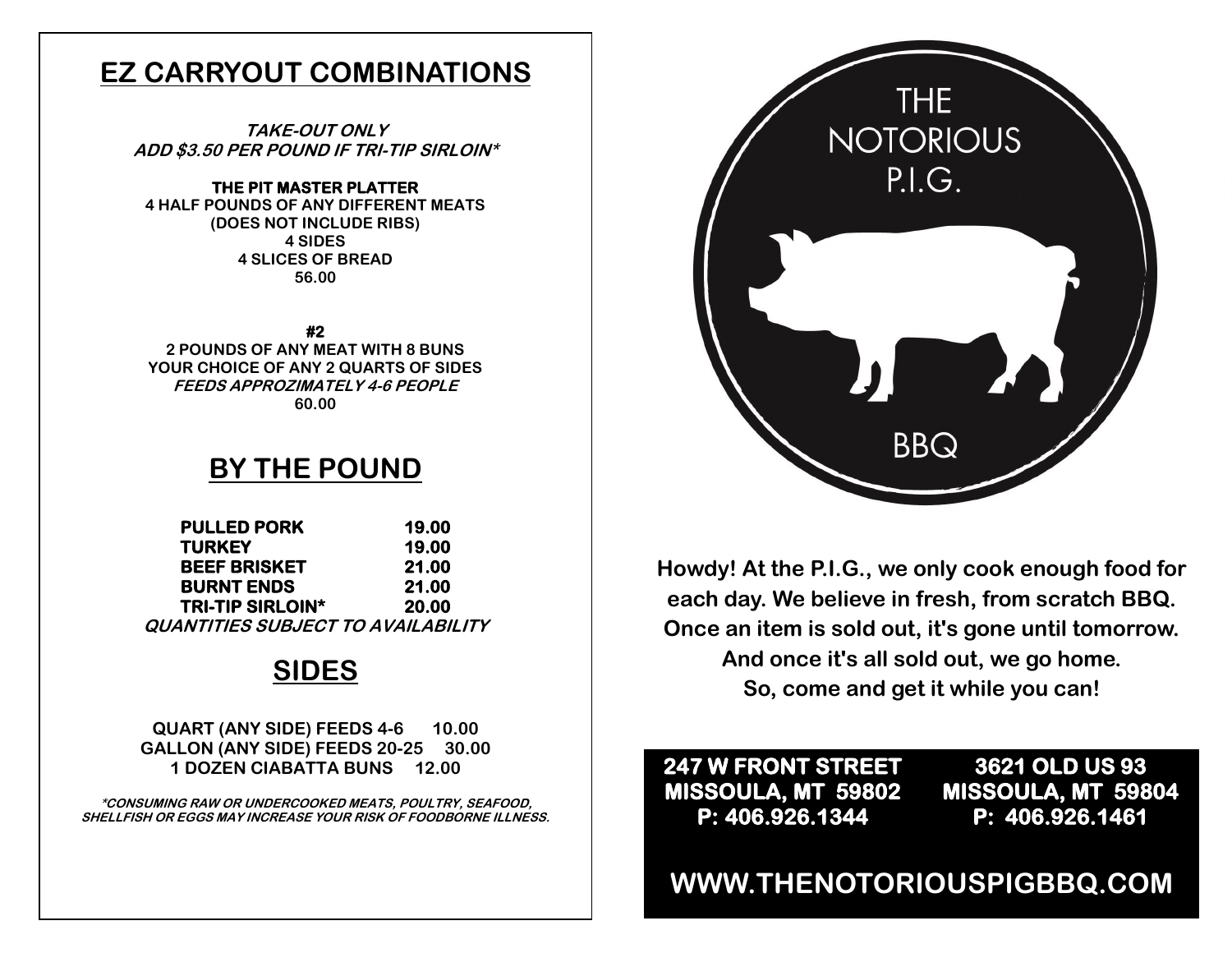# EZ CARRYOUT COMBINATIONS

***TAKE-OUT ONLY***
***ADD $3.50 PER POUND IF TRI-TIP SIRLOIN****

**THE PIT MASTER PLATTER**
**4 HALF POUNDS OF ANY DIFFERENT MEATS**
**(DOES NOT INCLUDE RIBS)**
**4 SIDES**
**4 SLICES OF BREAD**
**56.00**

**#2**
**2 POUNDS OF ANY MEAT WITH 8 BUNS**
**YOUR CHOICE OF ANY 2 QUARTS OF SIDES**
***FEEDS APPROZIMATELY 4-6 PEOPLE***
**60.00**

# BY THE POUND

| | |
|---|---|
| **PULLED PORK** | **19.00** |
| **TURKEY** | **19.00** |
| **BEEF BRISKET** | **21.00** |
| **BURNT ENDS** | **21.00** |
| **TRI-TIP SIRLOIN*** | **20.00** |

***QUANTITIES SUBJECT TO AVAILABILITY***

# SIDES

**QUART (ANY SIDE) FEEDS 4-6 10.00**
**GALLON (ANY SIDE) FEEDS 20-25 30.00**
**1 DOZEN CIABATTA BUNS 12.00**

****CONSUMING RAW OR UNDERCOOKED MEATS, POULTRY, SEAFOOD, SHELLFISH OR EGGS MAY INCREASE YOUR RISK OF FOODBORNE ILLNESS.***

THE NOTORIOUS P.I.G. BBQ

**Howdy! At the P.I.G., we only cook enough food for each day. We believe in fresh, from scratch BBQ. Once an item is sold out, it's gone until tomorrow. And once it's all sold out, we go home. So, come and get it while you can!**

**247 W FRONT STREET**
**MISSOULA, MT 59802**
**P: 406.926.1344**

**3621 OLD US 93**
**MISSOULA, MT 59804**
**P: 406.926.1461**

**WWW.THENOTORIOUSPIGBBQ.COM**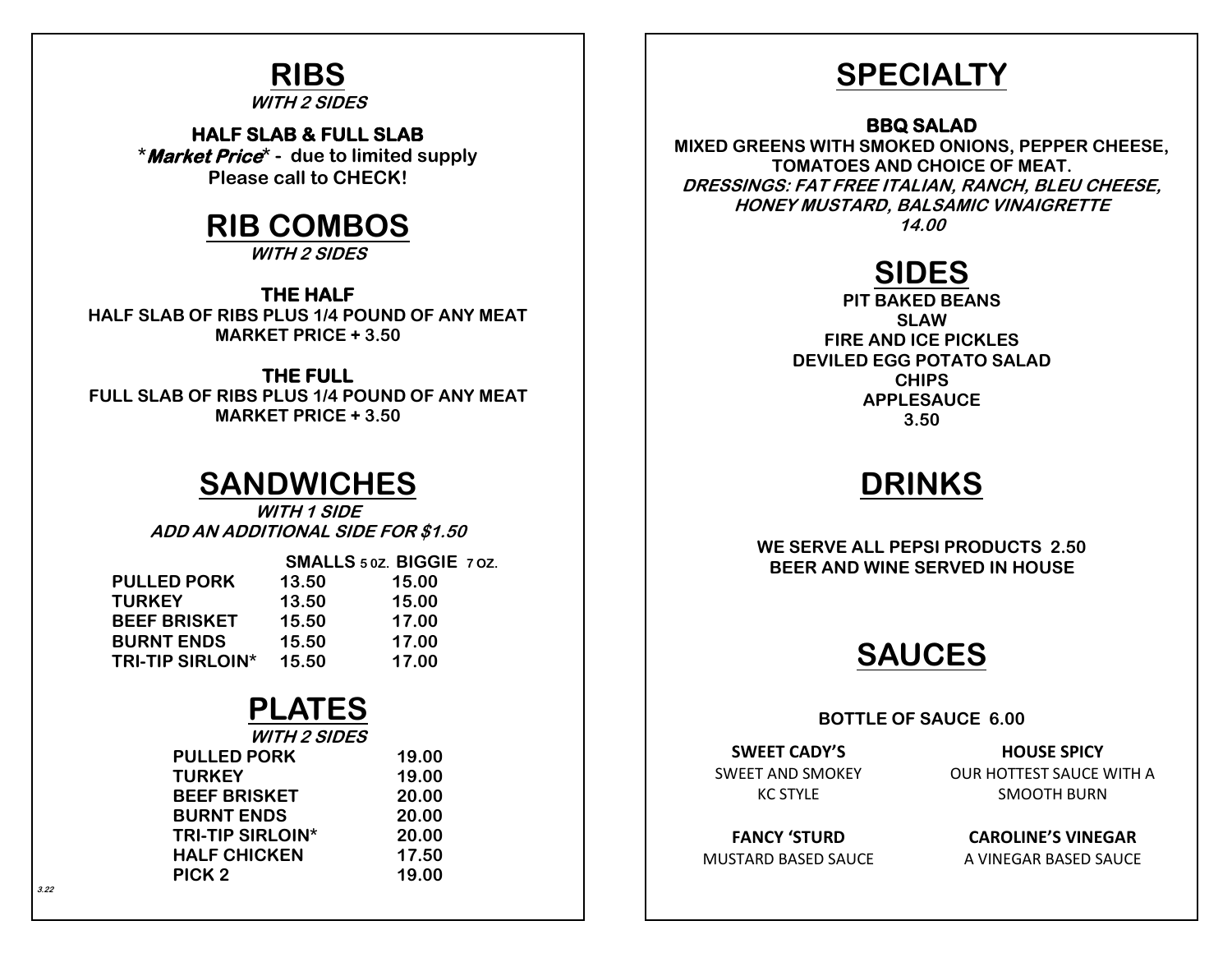# RIBS

***WITH 2 SIDES***

**HALF SLAB & FULL SLAB**

**\*_Market Price_\* - due to limited supply**
**Please call to CHECK!**

# RIB COMBOS

***WITH 2 SIDES***

**THE HALF**

**HALF SLAB OF RIBS PLUS 1/4 POUND OF ANY MEAT**
**MARKET PRICE + 3.50**

**THE FULL**

**FULL SLAB OF RIBS PLUS 1/4 POUND OF ANY MEAT**
**MARKET PRICE + 3.50**

# SANDWICHES

***WITH 1 SIDE***
***ADD AN ADDITIONAL SIDE FOR $1.50***

| | SMALLS 5 OZ. | BIGGIE 7 OZ. |
|---|---|---|
| PULLED PORK | 13.50 | 15.00 |
| TURKEY | 13.50 | 15.00 |
| BEEF BRISKET | 15.50 | 17.00 |
| BURNT ENDS | 15.50 | 17.00 |
| TRI-TIP SIRLOIN* | 15.50 | 17.00 |

# PLATES

***WITH 2 SIDES***

| | |
|---|---|
| PULLED PORK | 19.00 |
| TURKEY | 19.00 |
| BEEF BRISKET | 20.00 |
| BURNT ENDS | 20.00 |
| TRI-TIP SIRLOIN* | 20.00 |
| HALF CHICKEN | 17.50 |
| PICK 2 | 19.00 |

*3.22*

# SPECIALTY

**BBQ SALAD**

**MIXED GREENS WITH SMOKED ONIONS, PEPPER CHEESE, TOMATOES AND CHOICE OF MEAT.**
***DRESSINGS: FAT FREE ITALIAN, RANCH, BLEU CHEESE, HONEY MUSTARD, BALSAMIC VINAIGRETTE***
***14.00***

# SIDES

**PIT BAKED BEANS**
**SLAW**
**FIRE AND ICE PICKLES**
**DEVILED EGG POTATO SALAD**
**CHIPS**
**APPLESAUCE**
**3.50**

# DRINKS

**WE SERVE ALL PEPSI PRODUCTS 2.50**
**BEER AND WINE SERVED IN HOUSE**

# SAUCES

**BOTTLE OF SAUCE 6.00**

**SWEET CADY'S**
SWEET AND SMOKEY
KC STYLE

**HOUSE SPICY**
OUR HOTTEST SAUCE WITH A
SMOOTH BURN

**FANCY 'STURD**
MUSTARD BASED SAUCE

**CAROLINE'S VINEGAR**
A VINEGAR BASED SAUCE